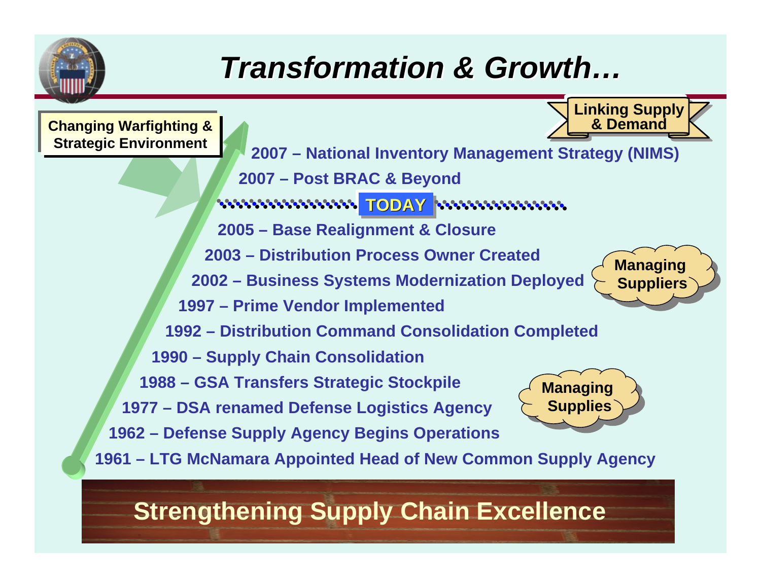# *Transformation & Growth…*

**Changing Warfighting & Strategic Environment**

**Linking Supply & Demand**

- **2007 – National Inventory Management Strategy (NIMS)**
- **2007 – Post BRAC & Beyond**

**TODAY**

- **2005 – Base Realignment & Closure**
- **2003 – Distribution Process Owner Created**
- **2002 – Business Systems Modernization Deployed**
- **1997 – Prime Vendor Implemented**
- **1992 – Distribution Command Consolidation Completed**
- **1990 – Supply Chain Consolidation**
- **1988 – GSA Transfers Strategic Stockpile**
- **1977 – DSA renamed Defense Logistics Agency**
- **1962 – Defense Supply Agency Begins Operations**
- **1961 – LTG McNamara Appointed Head of New Common Supply Agency**

**Managing Suppliers**

**Managing Supplies**

**Strengthening Supply Chain Excellence**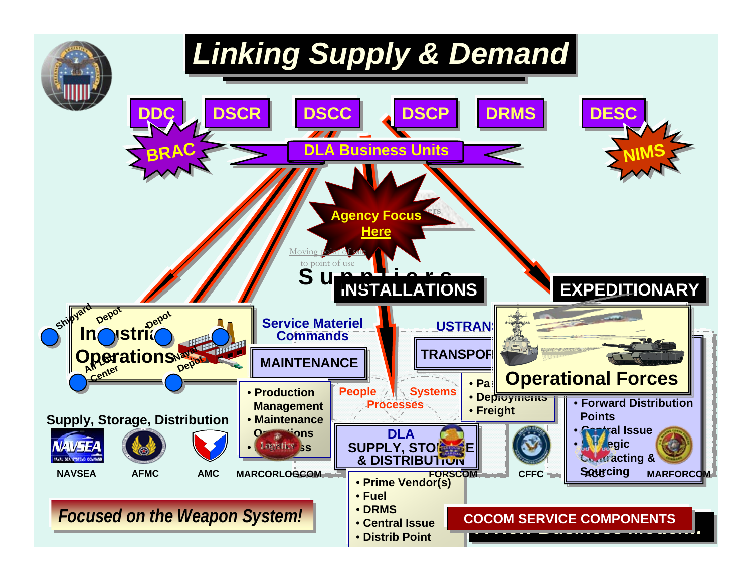# Linking Supply & Demand

DDC | DSCR | DSCC | DSCP | DRMS | DESC

BRAC

DLA Business Units

NIMS

Agency Focus Here

Moving point of sale to point of use

Suppliers

INSTALLATIONS

EXPEDITIONARY

Shipyard
Depot
Depot
Industrial Operations
Air Log Center
Naval Depot

Service Materiel Commands

MAINTENANCE

- Production Management
- Maintenance Operations
- Logistics

USTRANS

TRANSPORT

- Pa...
- Deployments
- Freight

People
Systems
Processes

Operational Forces

- Forward Distribution Points
- Central Issue
- Strategic Contracting & Sourcing

Supply, Storage, Distribution

NAVSEA
AFMC
AMC
MARCORLOGCOM

DLA SUPPLY, STORAGE & DISTRIBUTION

FORSCOM
CFFC
ACC
MARFORCOM

- Prime Vendor(s)
- Fuel
- DRMS
- Central Issue
- Distrib Point

*Focused on the Weapon System!*

COCOM SERVICE COMPONENTS